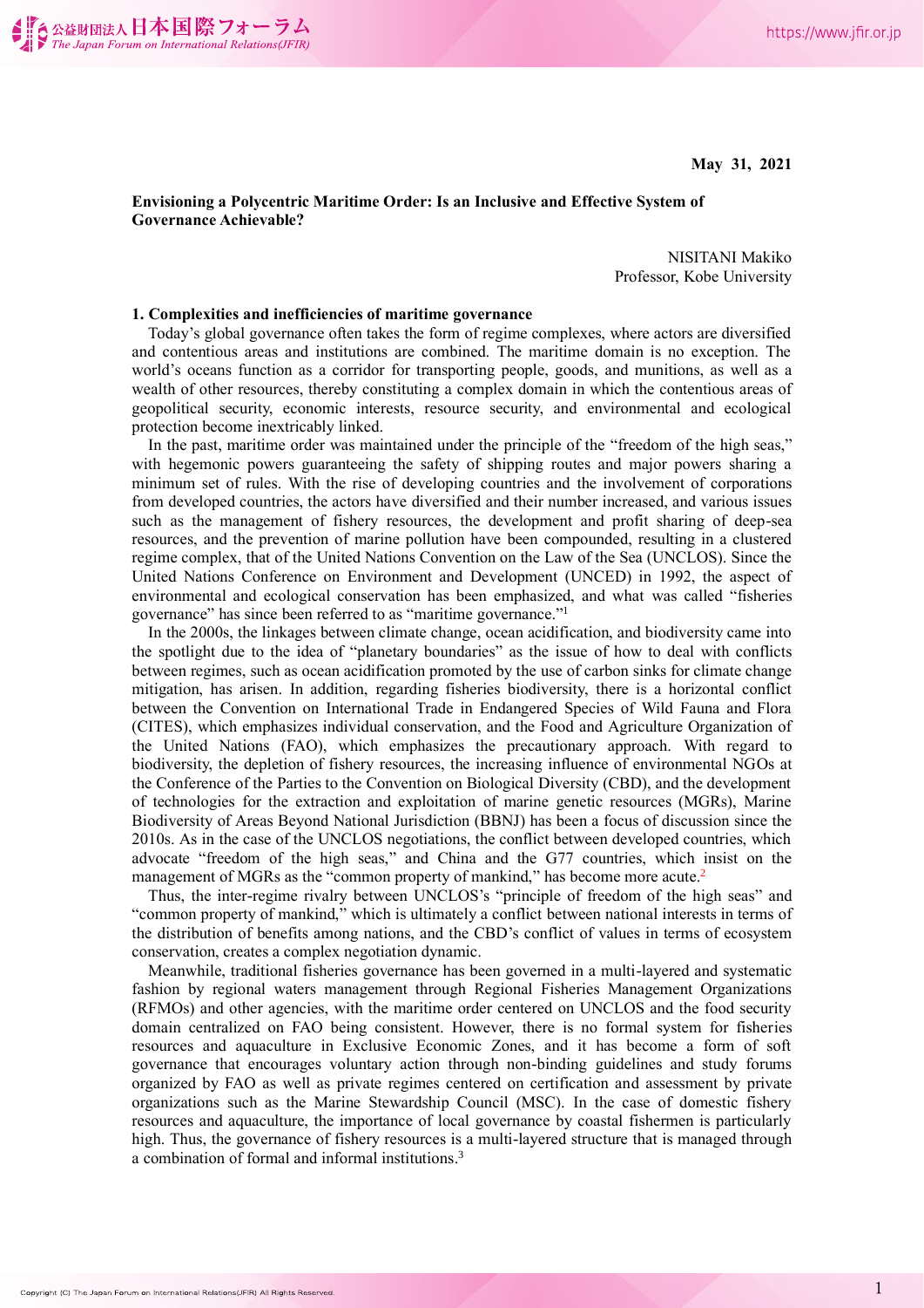May 31, 2021

**Envisioning a Polycentric Maritime Order: Is an Inclusive and Effective System of Governance Achievable?**

NISITANI Makiko
Professor, Kobe University

### 1. Complexities and inefficiencies of maritime governance

Today's global governance often takes the form of regime complexes, where actors are diversified and contentious areas and institutions are combined. The maritime domain is no exception. The world's oceans function as a corridor for transporting people, goods, and munitions, as well as a wealth of other resources, thereby constituting a complex domain in which the contentious areas of geopolitical security, economic interests, resource security, and environmental and ecological protection become inextricably linked.

In the past, maritime order was maintained under the principle of the "freedom of the high seas," with hegemonic powers guaranteeing the safety of shipping routes and major powers sharing a minimum set of rules. With the rise of developing countries and the involvement of corporations from developed countries, the actors have diversified and their number increased, and various issues such as the management of fishery resources, the development and profit sharing of deep-sea resources, and the prevention of marine pollution have been compounded, resulting in a clustered regime complex, that of the United Nations Convention on the Law of the Sea (UNCLOS). Since the United Nations Conference on Environment and Development (UNCED) in 1992, the aspect of environmental and ecological conservation has been emphasized, and what was called "fisheries governance" has since been referred to as "maritime governance."[1]

In the 2000s, the linkages between climate change, ocean acidification, and biodiversity came into the spotlight due to the idea of "planetary boundaries" as the issue of how to deal with conflicts between regimes, such as ocean acidification promoted by the use of carbon sinks for climate change mitigation, has arisen. In addition, regarding fisheries biodiversity, there is a horizontal conflict between the Convention on International Trade in Endangered Species of Wild Fauna and Flora (CITES), which emphasizes individual conservation, and the Food and Agriculture Organization of the United Nations (FAO), which emphasizes the precautionary approach. With regard to biodiversity, the depletion of fishery resources, the increasing influence of environmental NGOs at the Conference of the Parties to the Convention on Biological Diversity (CBD), and the development of technologies for the extraction and exploitation of marine genetic resources (MGRs), Marine Biodiversity of Areas Beyond National Jurisdiction (BBNJ) has been a focus of discussion since the 2010s. As in the case of the UNCLOS negotiations, the conflict between developed countries, which advocate "freedom of the high seas," and China and the G77 countries, which insist on the management of MGRs as the "common property of mankind," has become more acute.[2]

Thus, the inter-regime rivalry between UNCLOS's "principle of freedom of the high seas" and "common property of mankind," which is ultimately a conflict between national interests in terms of the distribution of benefits among nations, and the CBD's conflict of values in terms of ecosystem conservation, creates a complex negotiation dynamic.

Meanwhile, traditional fisheries governance has been governed in a multi-layered and systematic fashion by regional waters management through Regional Fisheries Management Organizations (RFMOs) and other agencies, with the maritime order centered on UNCLOS and the food security domain centralized on FAO being consistent. However, there is no formal system for fisheries resources and aquaculture in Exclusive Economic Zones, and it has become a form of soft governance that encourages voluntary action through non-binding guidelines and study forums organized by FAO as well as private regimes centered on certification and assessment by private organizations such as the Marine Stewardship Council (MSC). In the case of domestic fishery resources and aquaculture, the importance of local governance by coastal fishermen is particularly high. Thus, the governance of fishery resources is a multi-layered structure that is managed through a combination of formal and informal institutions.[3]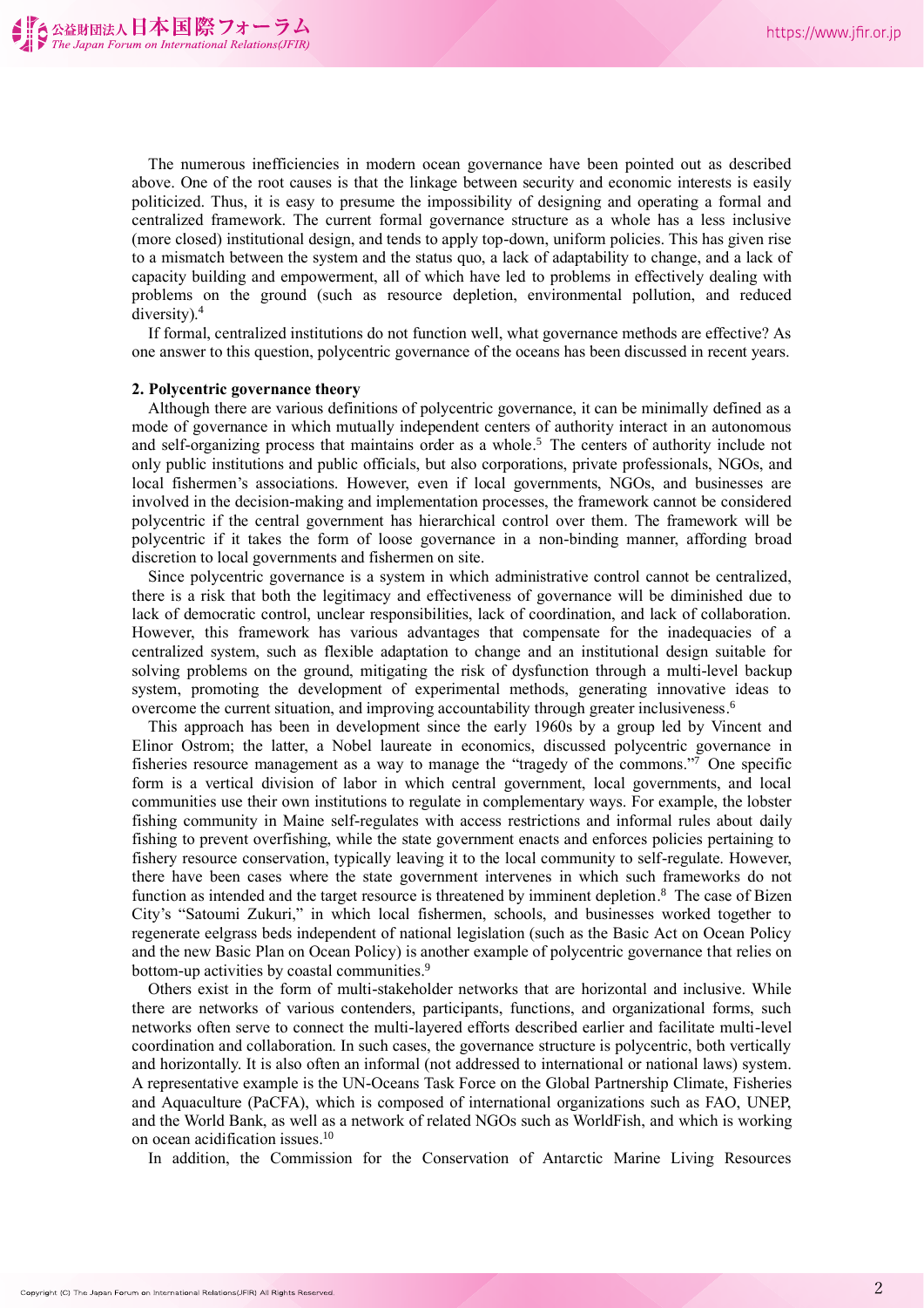The numerous inefficiencies in modern ocean governance have been pointed out as described above. One of the root causes is that the linkage between security and economic interests is easily politicized. Thus, it is easy to presume the impossibility of designing and operating a formal and centralized framework. The current formal governance structure as a whole has a less inclusive (more closed) institutional design, and tends to apply top-down, uniform policies. This has given rise to a mismatch between the system and the status quo, a lack of adaptability to change, and a lack of capacity building and empowerment, all of which have led to problems in effectively dealing with problems on the ground (such as resource depletion, environmental pollution, and reduced diversity).[4]

If formal, centralized institutions do not function well, what governance methods are effective? As one answer to this question, polycentric governance of the oceans has been discussed in recent years.

**2. Polycentric governance theory**

Although there are various definitions of polycentric governance, it can be minimally defined as a mode of governance in which mutually independent centers of authority interact in an autonomous and self-organizing process that maintains order as a whole.[5] The centers of authority include not only public institutions and public officials, but also corporations, private professionals, NGOs, and local fishermen's associations. However, even if local governments, NGOs, and businesses are involved in the decision-making and implementation processes, the framework cannot be considered polycentric if the central government has hierarchical control over them. The framework will be polycentric if it takes the form of loose governance in a non-binding manner, affording broad discretion to local governments and fishermen on site.

Since polycentric governance is a system in which administrative control cannot be centralized, there is a risk that both the legitimacy and effectiveness of governance will be diminished due to lack of democratic control, unclear responsibilities, lack of coordination, and lack of collaboration. However, this framework has various advantages that compensate for the inadequacies of a centralized system, such as flexible adaptation to change and an institutional design suitable for solving problems on the ground, mitigating the risk of dysfunction through a multi-level backup system, promoting the development of experimental methods, generating innovative ideas to overcome the current situation, and improving accountability through greater inclusiveness.[6]

This approach has been in development since the early 1960s by a group led by Vincent and Elinor Ostrom; the latter, a Nobel laureate in economics, discussed polycentric governance in fisheries resource management as a way to manage the "tragedy of the commons."[7] One specific form is a vertical division of labor in which central government, local governments, and local communities use their own institutions to regulate in complementary ways. For example, the lobster fishing community in Maine self-regulates with access restrictions and informal rules about daily fishing to prevent overfishing, while the state government enacts and enforces policies pertaining to fishery resource conservation, typically leaving it to the local community to self-regulate. However, there have been cases where the state government intervenes in which such frameworks do not function as intended and the target resource is threatened by imminent depletion.[8] The case of Bizen City's "Satoumi Zukuri," in which local fishermen, schools, and businesses worked together to regenerate eelgrass beds independent of national legislation (such as the Basic Act on Ocean Policy and the new Basic Plan on Ocean Policy) is another example of polycentric governance that relies on bottom-up activities by coastal communities.[9]

Others exist in the form of multi-stakeholder networks that are horizontal and inclusive. While there are networks of various contenders, participants, functions, and organizational forms, such networks often serve to connect the multi-layered efforts described earlier and facilitate multi-level coordination and collaboration. In such cases, the governance structure is polycentric, both vertically and horizontally. It is also often an informal (not addressed to international or national laws) system. A representative example is the UN-Oceans Task Force on the Global Partnership Climate, Fisheries and Aquaculture (PaCFA), which is composed of international organizations such as FAO, UNEP, and the World Bank, as well as a network of related NGOs such as WorldFish, and which is working on ocean acidification issues.[10]

In addition, the Commission for the Conservation of Antarctic Marine Living Resources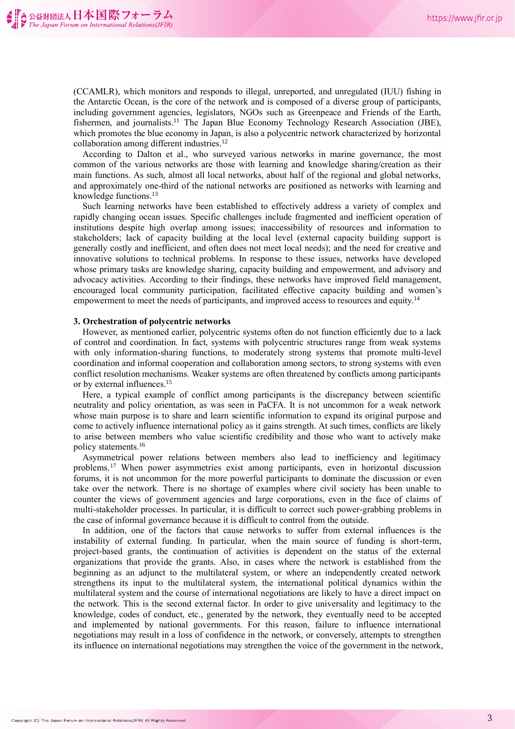(CCAMLR), which monitors and responds to illegal, unreported, and unregulated (IUU) fishing in the Antarctic Ocean, is the core of the network and is composed of a diverse group of participants, including government agencies, legislators, NGOs such as Greenpeace and Friends of the Earth, fishermen, and journalists.[11] The Japan Blue Economy Technology Research Association (JBE), which promotes the blue economy in Japan, is also a polycentric network characterized by horizontal collaboration among different industries.[12]

According to Dalton et al., who surveyed various networks in marine governance, the most common of the various networks are those with learning and knowledge sharing/creation as their main functions. As such, almost all local networks, about half of the regional and global networks, and approximately one-third of the national networks are positioned as networks with learning and knowledge functions.[13]

Such learning networks have been established to effectively address a variety of complex and rapidly changing ocean issues. Specific challenges include fragmented and inefficient operation of institutions despite high overlap among issues; inaccessibility of resources and information to stakeholders; lack of capacity building at the local level (external capacity building support is generally costly and inefficient, and often does not meet local needs); and the need for creative and innovative solutions to technical problems. In response to these issues, networks have developed whose primary tasks are knowledge sharing, capacity building and empowerment, and advisory and advocacy activities. According to their findings, these networks have improved field management, encouraged local community participation, facilitated effective capacity building and women's empowerment to meet the needs of participants, and improved access to resources and equity.[14]

### 3. Orchestration of polycentric networks

However, as mentioned earlier, polycentric systems often do not function efficiently due to a lack of control and coordination. In fact, systems with polycentric structures range from weak systems with only information-sharing functions, to moderately strong systems that promote multi-level coordination and informal cooperation and collaboration among sectors, to strong systems with even conflict resolution mechanisms. Weaker systems are often threatened by conflicts among participants or by external influences.[15]

Here, a typical example of conflict among participants is the discrepancy between scientific neutrality and policy orientation, as was seen in PaCFA. It is not uncommon for a weak network whose main purpose is to share and learn scientific information to expand its original purpose and come to actively influence international policy as it gains strength. At such times, conflicts are likely to arise between members who value scientific credibility and those who want to actively make policy statements.[16]

Asymmetrical power relations between members also lead to inefficiency and legitimacy problems.[17] When power asymmetries exist among participants, even in horizontal discussion forums, it is not uncommon for the more powerful participants to dominate the discussion or even take over the network. There is no shortage of examples where civil society has been unable to counter the views of government agencies and large corporations, even in the face of claims of multi-stakeholder processes. In particular, it is difficult to correct such power-grabbing problems in the case of informal governance because it is difficult to control from the outside.

In addition, one of the factors that cause networks to suffer from external influences is the instability of external funding. In particular, when the main source of funding is short-term, project-based grants, the continuation of activities is dependent on the status of the external organizations that provide the grants. Also, in cases where the network is established from the beginning as an adjunct to the multilateral system, or where an independently created network strengthens its input to the multilateral system, the international political dynamics within the multilateral system and the course of international negotiations are likely to have a direct impact on the network. This is the second external factor. In order to give universality and legitimacy to the knowledge, codes of conduct, etc., generated by the network, they eventually need to be accepted and implemented by national governments. For this reason, failure to influence international negotiations may result in a loss of confidence in the network, or conversely, attempts to strengthen its influence on international negotiations may strengthen the voice of the government in the network,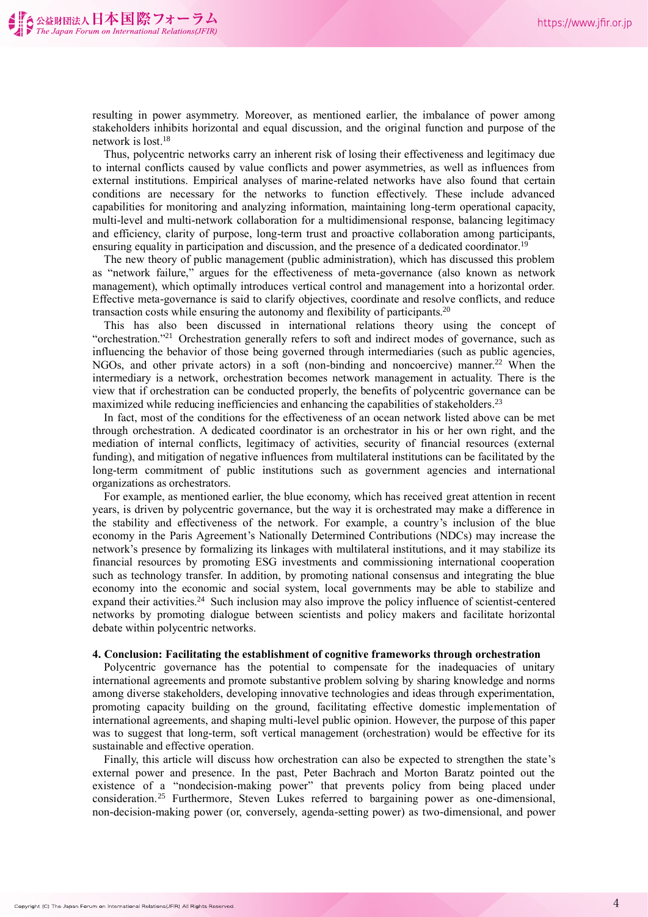resulting in power asymmetry. Moreover, as mentioned earlier, the imbalance of power among stakeholders inhibits horizontal and equal discussion, and the original function and purpose of the network is lost.[18]

Thus, polycentric networks carry an inherent risk of losing their effectiveness and legitimacy due to internal conflicts caused by value conflicts and power asymmetries, as well as influences from external institutions. Empirical analyses of marine-related networks have also found that certain conditions are necessary for the networks to function effectively. These include advanced capabilities for monitoring and analyzing information, maintaining long-term operational capacity, multi-level and multi-network collaboration for a multidimensional response, balancing legitimacy and efficiency, clarity of purpose, long-term trust and proactive collaboration among participants, ensuring equality in participation and discussion, and the presence of a dedicated coordinator.[19]

The new theory of public management (public administration), which has discussed this problem as "network failure," argues for the effectiveness of meta-governance (also known as network management), which optimally introduces vertical control and management into a horizontal order. Effective meta-governance is said to clarify objectives, coordinate and resolve conflicts, and reduce transaction costs while ensuring the autonomy and flexibility of participants.[20]

This has also been discussed in international relations theory using the concept of "orchestration."[21] Orchestration generally refers to soft and indirect modes of governance, such as influencing the behavior of those being governed through intermediaries (such as public agencies, NGOs, and other private actors) in a soft (non-binding and noncoercive) manner.[22] When the intermediary is a network, orchestration becomes network management in actuality. There is the view that if orchestration can be conducted properly, the benefits of polycentric governance can be maximized while reducing inefficiencies and enhancing the capabilities of stakeholders.[23]

In fact, most of the conditions for the effectiveness of an ocean network listed above can be met through orchestration. A dedicated coordinator is an orchestrator in his or her own right, and the mediation of internal conflicts, legitimacy of activities, security of financial resources (external funding), and mitigation of negative influences from multilateral institutions can be facilitated by the long-term commitment of public institutions such as government agencies and international organizations as orchestrators.

For example, as mentioned earlier, the blue economy, which has received great attention in recent years, is driven by polycentric governance, but the way it is orchestrated may make a difference in the stability and effectiveness of the network. For example, a country's inclusion of the blue economy in the Paris Agreement's Nationally Determined Contributions (NDCs) may increase the network's presence by formalizing its linkages with multilateral institutions, and it may stabilize its financial resources by promoting ESG investments and commissioning international cooperation such as technology transfer. In addition, by promoting national consensus and integrating the blue economy into the economic and social system, local governments may be able to stabilize and expand their activities.[24] Such inclusion may also improve the policy influence of scientist-centered networks by promoting dialogue between scientists and policy makers and facilitate horizontal debate within polycentric networks.

### 4. Conclusion: Facilitating the establishment of cognitive frameworks through orchestration

Polycentric governance has the potential to compensate for the inadequacies of unitary international agreements and promote substantive problem solving by sharing knowledge and norms among diverse stakeholders, developing innovative technologies and ideas through experimentation, promoting capacity building on the ground, facilitating effective domestic implementation of international agreements, and shaping multi-level public opinion. However, the purpose of this paper was to suggest that long-term, soft vertical management (orchestration) would be effective for its sustainable and effective operation.

Finally, this article will discuss how orchestration can also be expected to strengthen the state's external power and presence. In the past, Peter Bachrach and Morton Baratz pointed out the existence of a "nondecision-making power" that prevents policy from being placed under consideration.[25] Furthermore, Steven Lukes referred to bargaining power as one-dimensional, non-decision-making power (or, conversely, agenda-setting power) as two-dimensional, and power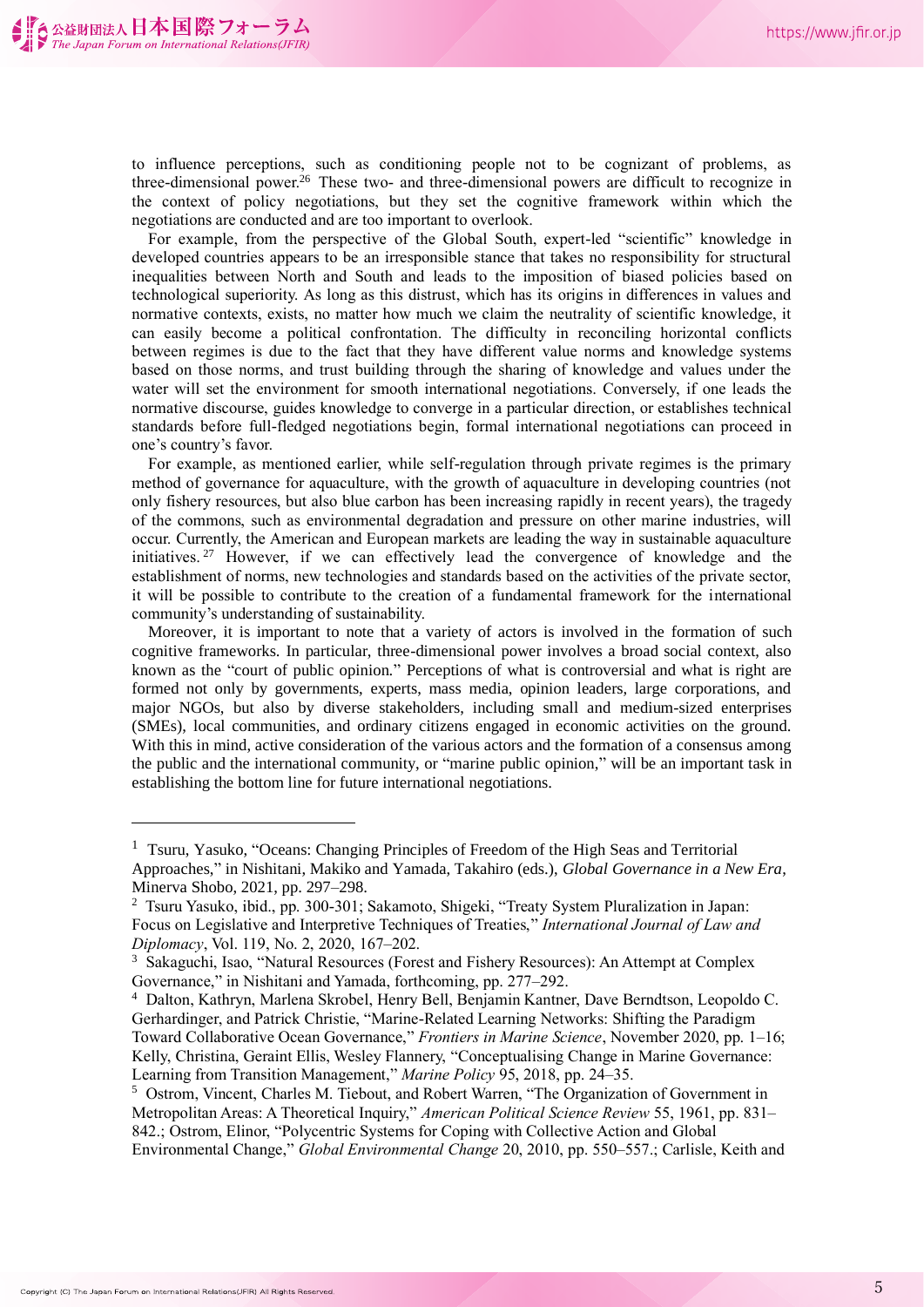to influence perceptions, such as conditioning people not to be cognizant of problems, as three-dimensional power.[26] These two- and three-dimensional powers are difficult to recognize in the context of policy negotiations, but they set the cognitive framework within which the negotiations are conducted and are too important to overlook.

For example, from the perspective of the Global South, expert-led "scientific" knowledge in developed countries appears to be an irresponsible stance that takes no responsibility for structural inequalities between North and South and leads to the imposition of biased policies based on technological superiority. As long as this distrust, which has its origins in differences in values and normative contexts, exists, no matter how much we claim the neutrality of scientific knowledge, it can easily become a political confrontation. The difficulty in reconciling horizontal conflicts between regimes is due to the fact that they have different value norms and knowledge systems based on those norms, and trust building through the sharing of knowledge and values under the water will set the environment for smooth international negotiations. Conversely, if one leads the normative discourse, guides knowledge to converge in a particular direction, or establishes technical standards before full-fledged negotiations begin, formal international negotiations can proceed in one's country's favor.

For example, as mentioned earlier, while self-regulation through private regimes is the primary method of governance for aquaculture, with the growth of aquaculture in developing countries (not only fishery resources, but also blue carbon has been increasing rapidly in recent years), the tragedy of the commons, such as environmental degradation and pressure on other marine industries, will occur. Currently, the American and European markets are leading the way in sustainable aquaculture initiatives.[27] However, if we can effectively lead the convergence of knowledge and the establishment of norms, new technologies and standards based on the activities of the private sector, it will be possible to contribute to the creation of a fundamental framework for the international community's understanding of sustainability.

Moreover, it is important to note that a variety of actors is involved in the formation of such cognitive frameworks. In particular, three-dimensional power involves a broad social context, also known as the "court of public opinion." Perceptions of what is controversial and what is right are formed not only by governments, experts, mass media, opinion leaders, large corporations, and major NGOs, but also by diverse stakeholders, including small and medium-sized enterprises (SMEs), local communities, and ordinary citizens engaged in economic activities on the ground. With this in mind, active consideration of the various actors and the formation of a consensus among the public and the international community, or "marine public opinion," will be an important task in establishing the bottom line for future international negotiations.

---

[1] Tsuru, Yasuko, "Oceans: Changing Principles of Freedom of the High Seas and Territorial Approaches," in Nishitani, Makiko and Yamada, Takahiro (eds.), *Global Governance in a New Era*, Minerva Shobo, 2021, pp. 297–298.

[2] Tsuru Yasuko, ibid., pp. 300-301; Sakamoto, Shigeki, "Treaty System Pluralization in Japan: Focus on Legislative and Interpretive Techniques of Treaties," *International Journal of Law and Diplomacy*, Vol. 119, No. 2, 2020, 167–202.

[3] Sakaguchi, Isao, "Natural Resources (Forest and Fishery Resources): An Attempt at Complex Governance," in Nishitani and Yamada, forthcoming, pp. 277–292.

[4] Dalton, Kathryn, Marlena Skrobel, Henry Bell, Benjamin Kantner, Dave Berndtson, Leopoldo C. Gerhardinger, and Patrick Christie, "Marine-Related Learning Networks: Shifting the Paradigm Toward Collaborative Ocean Governance," *Frontiers in Marine Science*, November 2020, pp. 1–16; Kelly, Christina, Geraint Ellis, Wesley Flannery, "Conceptualising Change in Marine Governance: Learning from Transition Management," *Marine Policy* 95, 2018, pp. 24–35.

[5] Ostrom, Vincent, Charles M. Tiebout, and Robert Warren, "The Organization of Government in Metropolitan Areas: A Theoretical Inquiry," *American Political Science Review* 55, 1961, pp. 831–842.; Ostrom, Elinor, "Polycentric Systems for Coping with Collective Action and Global Environmental Change," *Global Environmental Change* 20, 2010, pp. 550–557.; Carlisle, Keith and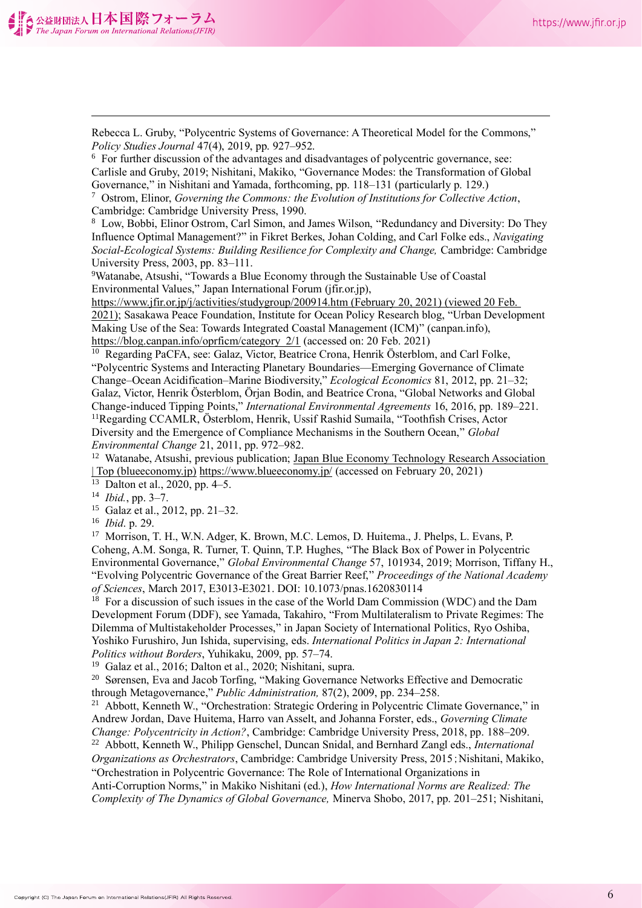Rebecca L. Gruby, "Polycentric Systems of Governance: A Theoretical Model for the Commons," *Policy Studies Journal* 47(4), 2019, pp. 927–952.

[6] For further discussion of the advantages and disadvantages of polycentric governance, see: Carlisle and Gruby, 2019; Nishitani, Makiko, "Governance Modes: the Transformation of Global Governance," in Nishitani and Yamada, forthcoming, pp. 118–131 (particularly p. 129.)

[7] Ostrom, Elinor, *Governing the Commons: the Evolution of Institutions for Collective Action*, Cambridge: Cambridge University Press, 1990.

[8] Low, Bobbi, Elinor Ostrom, Carl Simon, and James Wilson, "Redundancy and Diversity: Do They Influence Optimal Management?" in Fikret Berkes, Johan Colding, and Carl Folke eds., *Navigating Social-Ecological Systems: Building Resilience for Complexity and Change,* Cambridge: Cambridge University Press, 2003, pp. 83–111.

[9]Watanabe, Atsushi, "Towards a Blue Economy through the Sustainable Use of Coastal Environmental Values," Japan International Forum (jfir.or.jp), https://www.jfir.or.jp/j/activities/studygroup/200914.htm (February 20, 2021) (viewed 20 Feb. 2021); Sasakawa Peace Foundation, Institute for Ocean Policy Research blog, "Urban Development Making Use of the Sea: Towards Integrated Coastal Management (ICM)" (canpan.info), https://blog.canpan.info/oprficm/category_2/1 (accessed on: 20 Feb. 2021)

[10] Regarding PaCFA, see: Galaz, Victor, Beatrice Crona, Henrik Österblom, and Carl Folke, "Polycentric Systems and Interacting Planetary Boundaries—Emerging Governance of Climate Change–Ocean Acidification–Marine Biodiversity," *Ecological Economics* 81, 2012, pp. 21–32; Galaz, Victor, Henrik Österblom, Örjan Bodin, and Beatrice Crona, "Global Networks and Global Change-induced Tipping Points," *International Environmental Agreements* 16, 2016, pp. 189–221.

[11]Regarding CCAMLR, Österblom, Henrik, Ussif Rashid Sumaila, "Toothfish Crises, Actor Diversity and the Emergence of Compliance Mechanisms in the Southern Ocean," *Global Environmental Change* 21, 2011, pp. 972–982.

[12] Watanabe, Atsushi, previous publication; Japan Blue Economy Technology Research Association | Top (blueeconomy.jp) https://www.blueeconomy.jp/ (accessed on February 20, 2021)

[13] Dalton et al., 2020, pp. 4–5.

[14] *Ibid.*, pp. 3–7.

[15] Galaz et al., 2012, pp. 21–32.

[16] *Ibid.* p. 29.

[17] Morrison, T. H., W.N. Adger, K. Brown, M.C. Lemos, D. Huitema., J. Phelps, L. Evans, P. Coheng, A.M. Songa, R. Turner, T. Quinn, T.P. Hughes, "The Black Box of Power in Polycentric Environmental Governance," *Global Environmental Change* 57, 101934, 2019; Morrison, Tiffany H., "Evolving Polycentric Governance of the Great Barrier Reef," *Proceedings of the National Academy of Sciences*, March 2017, E3013-E3021. DOI: 10.1073/pnas.1620830114

[18] For a discussion of such issues in the case of the World Dam Commission (WDC) and the Dam Development Forum (DDF), see Yamada, Takahiro, "From Multilateralism to Private Regimes: The Dilemma of Multistakeholder Processes," in Japan Society of International Politics, Ryo Oshiba, Yoshiko Furushiro, Jun Ishida, supervising, eds. *International Politics in Japan 2: International Politics without Borders*, Yuhikaku, 2009, pp. 57–74.

[19] Galaz et al., 2016; Dalton et al., 2020; Nishitani, supra.

[20] Sørensen, Eva and Jacob Torfing, "Making Governance Networks Effective and Democratic through Metagovernance," *Public Administration,* 87(2), 2009, pp. 234–258.

[21] Abbott, Kenneth W., "Orchestration: Strategic Ordering in Polycentric Climate Governance," in Andrew Jordan, Dave Huitema, Harro van Asselt, and Johanna Forster, eds., *Governing Climate Change: Polycentricity in Action?*, Cambridge: Cambridge University Press, 2018, pp. 188–209.

[22] Abbott, Kenneth W., Philipp Genschel, Duncan Snidal, and Bernhard Zangl eds., *International Organizations as Orchestrators*, Cambridge: Cambridge University Press, 2015；Nishitani, Makiko, "Orchestration in Polycentric Governance: The Role of International Organizations in Anti-Corruption Norms," in Makiko Nishitani (ed.), *How International Norms are Realized: The Complexity of The Dynamics of Global Governance,* Minerva Shobo, 2017, pp. 201–251; Nishitani,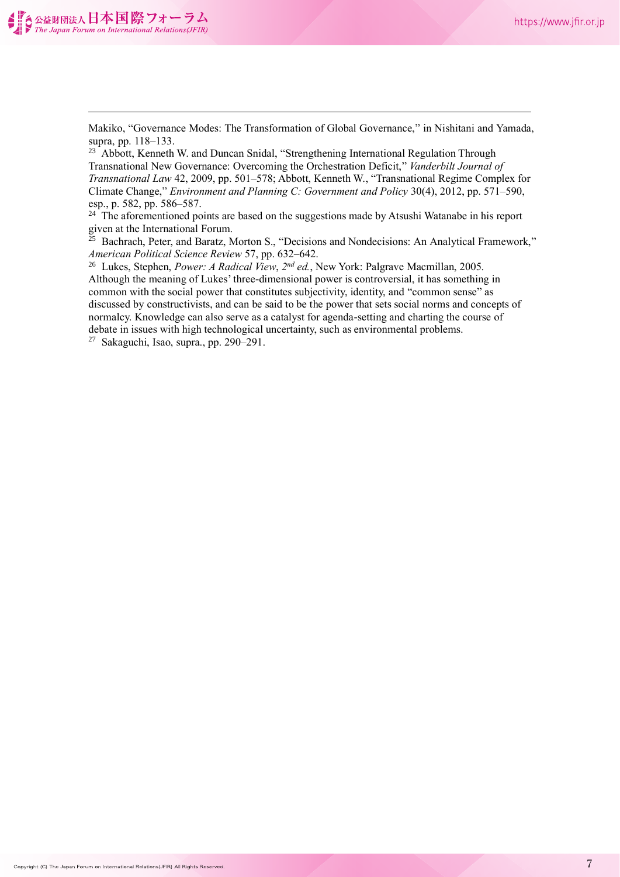Makiko, “Governance Modes: The Transformation of Global Governance,” in Nishitani and Yamada, supra, pp. 118–133.

[23] Abbott, Kenneth W. and Duncan Snidal, “Strengthening International Regulation Through Transnational New Governance: Overcoming the Orchestration Deficit,” *Vanderbilt Journal of Transnational Law* 42, 2009, pp. 501–578; Abbott, Kenneth W., “Transnational Regime Complex for Climate Change,” *Environment and Planning C: Government and Policy* 30(4), 2012, pp. 571–590, esp., p. 582, pp. 586–587.

[24] The aforementioned points are based on the suggestions made by Atsushi Watanabe in his report given at the International Forum.

[25] Bachrach, Peter, and Baratz, Morton S., “Decisions and Nondecisions: An Analytical Framework,” *American Political Science Review* 57, pp. 632–642.

[26] Lukes, Stephen, *Power: A Radical View*, *2nd ed.*, New York: Palgrave Macmillan, 2005. Although the meaning of Lukes’ three-dimensional power is controversial, it has something in common with the social power that constitutes subjectivity, identity, and “common sense” as discussed by constructivists, and can be said to be the power that sets social norms and concepts of normalcy. Knowledge can also serve as a catalyst for agenda-setting and charting the course of debate in issues with high technological uncertainty, such as environmental problems.

[27] Sakaguchi, Isao, supra., pp. 290–291.